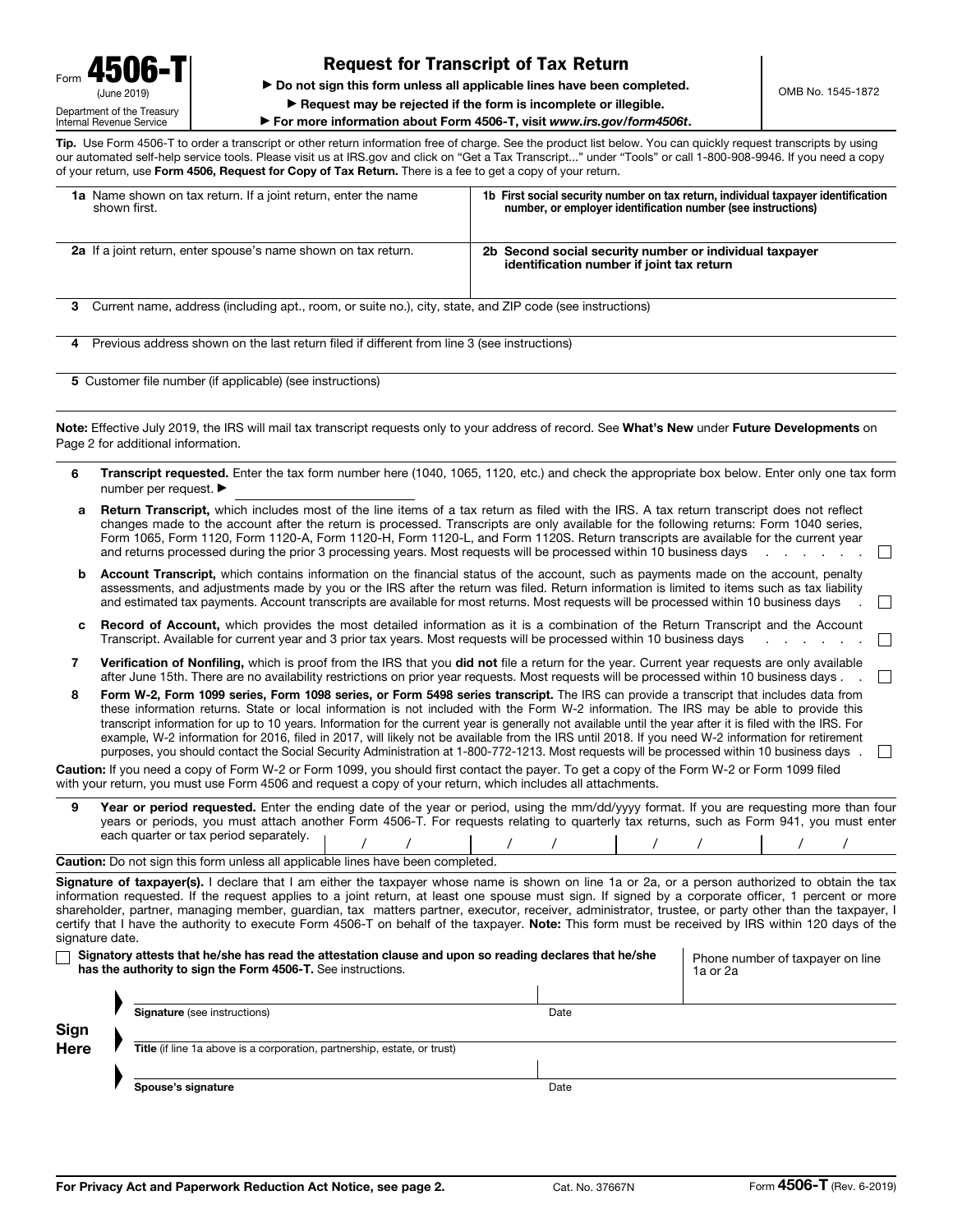Form **4506-T**
(June 2019)
Department of the Treasury
Internal Revenue Service

# Request for Transcript of Tax Return

▶ **Do not sign this form unless all applicable lines have been completed.**

▶ **Request may be rejected if the form is incomplete or illegible.**

▶ **For more information about Form 4506-T, visit *www.irs.gov/form4506t*.**

OMB No. 1545-1872

**Tip.** Use Form 4506-T to order a transcript or other return information free of charge. See the product list below. You can quickly request transcripts by using our automated self-help service tools. Please visit us at IRS.gov and click on "Get a Tax Transcript..." under "Tools" or call 1-800-908-9946. If you need a copy of your return, use **Form 4506, Request for Copy of Tax Return.** There is a fee to get a copy of your return.

| | |
|---|---|
| **1a** Name shown on tax return. If a joint return, enter the name shown first. | **1b First social security number on tax return, individual taxpayer identification number, or employer identification number (see instructions)** |
| **2a** If a joint return, enter spouse's name shown on tax return. | **2b Second social security number or individual taxpayer identification number if joint tax return** |

**3** Current name, address (including apt., room, or suite no.), city, state, and ZIP code (see instructions)

**4** Previous address shown on the last return filed if different from line 3 (see instructions)

**5** Customer file number (if applicable) (see instructions)

**Note:** Effective July 2019, the IRS will mail tax transcript requests only to your address of record. See **What's New** under **Future Developments** on Page 2 for additional information.

**6** **Transcript requested.** Enter the tax form number here (1040, 1065, 1120, etc.) and check the appropriate box below. Enter only one tax form number per request. ▶ \_\_\_\_\_\_\_\_\_\_

**a** **Return Transcript,** which includes most of the line items of a tax return as filed with the IRS. A tax return transcript does not reflect changes made to the account after the return is processed. Transcripts are only available for the following returns: Form 1040 series, Form 1065, Form 1120, Form 1120-A, Form 1120-H, Form 1120-L, and Form 1120S. Return transcripts are available for the current year and returns processed during the prior 3 processing years. Most requests will be processed within 10 business days . . . . . . . ☐

**b** **Account Transcript,** which contains information on the financial status of the account, such as payments made on the account, penalty assessments, and adjustments made by you or the IRS after the return was filed. Return information is limited to items such as tax liability and estimated tax payments. Account transcripts are available for most returns. Most requests will be processed within 10 business days . ☐

**c** **Record of Account,** which provides the most detailed information as it is a combination of the Return Transcript and the Account Transcript. Available for current year and 3 prior tax years. Most requests will be processed within 10 business days . . . . . . . ☐

**7** **Verification of Nonfiling,** which is proof from the IRS that you **did not** file a return for the year. Current year requests are only available after June 15th. There are no availability restrictions on prior year requests. Most requests will be processed within 10 business days . . ☐

**8** **Form W-2, Form 1099 series, Form 1098 series, or Form 5498 series transcript.** The IRS can provide a transcript that includes data from these information returns. State or local information is not included with the Form W-2 information. The IRS may be able to provide this transcript information for up to 10 years. Information for the current year is generally not available until the year after it is filed with the IRS. For example, W-2 information for 2016, filed in 2017, will likely not be available from the IRS until 2018. If you need W-2 information for retirement purposes, you should contact the Social Security Administration at 1-800-772-1213. Most requests will be processed within 10 business days . ☐

**Caution:** If you need a copy of Form W-2 or Form 1099, you should first contact the payer. To get a copy of the Form W-2 or Form 1099 filed with your return, you must use Form 4506 and request a copy of your return, which includes all attachments.

**9** **Year or period requested.** Enter the ending date of the year or period, using the mm/dd/yyyy format. If you are requesting more than four years or periods, you must attach another Form 4506-T. For requests relating to quarterly tax returns, such as Form 941, you must enter each quarter or tax period separately.

| | | | |
|---|---|---|---|
| / / | / / | / / | / / |

**Caution:** Do not sign this form unless all applicable lines have been completed.

**Signature of taxpayer(s).** I declare that I am either the taxpayer whose name is shown on line 1a or 2a, or a person authorized to obtain the tax information requested. If the request applies to a joint return, at least one spouse must sign. If signed by a corporate officer, 1 percent or more shareholder, partner, managing member, guardian, tax matters partner, executor, receiver, administrator, trustee, or party other than the taxpayer, I certify that I have the authority to execute Form 4506-T on behalf of the taxpayer. **Note:** This form must be received by IRS within 120 days of the signature date.

☐ **Signatory attests that he/she has read the attestation clause and upon so reading declares that he/she has the authority to sign the Form 4506-T.** See instructions.

Phone number of taxpayer on line 1a or 2a

**Sign Here**

▶ **Signature** (see instructions) — Date

▶ **Title** (if line 1a above is a corporation, partnership, estate, or trust)

▶ **Spouse's signature** — Date

**For Privacy Act and Paperwork Reduction Act Notice, see page 2.** Cat. No. 37667N Form **4506-T** (Rev. 6-2019)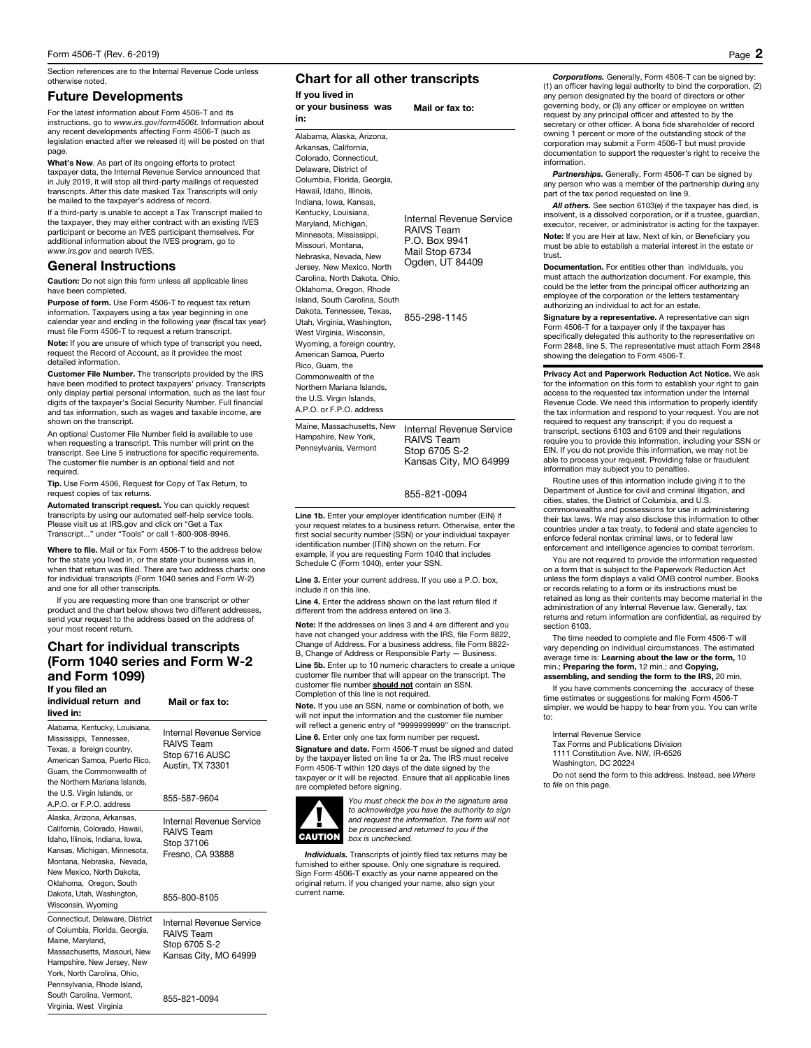Section references are to the Internal Revenue Code unless otherwise noted.

## Future Developments

For the latest information about Form 4506-T and its instructions, go to *www.irs.gov/form4506t.* Information about any recent developments affecting Form 4506-T (such as legislation enacted after we released it) will be posted on that page.

**What's New**. As part of its ongoing efforts to protect taxpayer data, the Internal Revenue Service announced that in July 2019, it will stop all third-party mailings of requested transcripts. After this date masked Tax Transcripts will only be mailed to the taxpayer's address of record.

If a third-party is unable to accept a Tax Transcript mailed to the taxpayer, they may either contract with an existing IVES participant or become an IVES participant themselves. For additional information about the IVES program, go to *www.irs.gov* and search IVES.

## General Instructions

**Caution:** Do not sign this form unless all applicable lines have been completed.

**Purpose of form.** Use Form 4506-T to request tax return information. Taxpayers using a tax year beginning in one calendar year and ending in the following year (fiscal tax year) must file Form 4506-T to request a return transcript.

**Note:** If you are unsure of which type of transcript you need, request the Record of Account, as it provides the most detailed information.

**Customer File Number.** The transcripts provided by the IRS have been modified to protect taxpayers' privacy. Transcripts only display partial personal information, such as the last four digits of the taxpayer's Social Security Number. Full financial and tax information, such as wages and taxable income, are shown on the transcript.

An optional Customer File Number field is available to use when requesting a transcript. This number will print on the transcript. See Line 5 instructions for specific requirements. The customer file number is an optional field and not required.

**Tip.** Use Form 4506, Request for Copy of Tax Return, to request copies of tax returns.

**Automated transcript request.** You can quickly request transcripts by using our automated self-help service tools. Please visit us at IRS.gov and click on "Get a Tax Transcript..." under "Tools" or call 1-800-908-9946.

**Where to file.** Mail or fax Form 4506-T to the address below for the state you lived in, or the state your business was in, when that return was filed. There are two address charts: one for individual transcripts (Form 1040 series and Form W-2) and one for all other transcripts.

If you are requesting more than one transcript or other product and the chart below shows two different addresses, send your request to the address based on the address of your most recent return.

## Chart for individual transcripts (Form 1040 series and Form W-2 and Form 1099)

| If you filed an individual return and lived in: | Mail or fax to: |
|---|---|
| Alabama, Kentucky, Louisiana, Mississippi, Tennessee, Texas, a foreign country, American Samoa, Puerto Rico, Guam, the Commonwealth of the Northern Mariana Islands, the U.S. Virgin Islands, or A.P.O. or F.P.O. address | Internal Revenue Service RAIVS Team Stop 6716 AUSC Austin, TX 73301<br><br>855-587-9604 |
| Alaska, Arizona, Arkansas, California, Colorado, Hawaii, Idaho, Illinois, Indiana, Iowa, Kansas, Michigan, Minnesota, Montana, Nebraska, Nevada, New Mexico, North Dakota, Oklahoma, Oregon, South Dakota, Utah, Washington, Wisconsin, Wyoming | Internal Revenue Service RAIVS Team Stop 37106 Fresno, CA 93888<br><br>855-800-8105 |
| Connecticut, Delaware, District of Columbia, Florida, Georgia, Maine, Maryland, Massachusetts, Missouri, New Hampshire, New Jersey, New York, North Carolina, Ohio, Pennsylvania, Rhode Island, South Carolina, Vermont, Virginia, West Virginia | Internal Revenue Service RAIVS Team Stop 6705 S-2 Kansas City, MO 64999<br><br>855-821-0094 |

## Chart for all other transcripts

| If you lived in or your business was in: | Mail or fax to: |
|---|---|
| Alabama, Alaska, Arizona, Arkansas, California, Colorado, Connecticut, Delaware, District of Columbia, Florida, Georgia, Hawaii, Idaho, Illinois, Indiana, Iowa, Kansas, Kentucky, Louisiana, Maryland, Michigan, Minnesota, Mississippi, Missouri, Montana, Nebraska, Nevada, New Jersey, New Mexico, North Carolina, North Dakota, Ohio, Oklahoma, Oregon, Rhode Island, South Carolina, South Dakota, Tennessee, Texas, Utah, Virginia, Washington, West Virginia, Wisconsin, Wyoming, a foreign country, American Samoa, Puerto Rico, Guam, the Commonwealth of the Northern Mariana Islands, the U.S. Virgin Islands, A.P.O. or F.P.O. address | Internal Revenue Service RAIVS Team P.O. Box 9941 Mail Stop 6734 Ogden, UT 84409<br><br>855-298-1145 |
| Maine, Massachusetts, New Hampshire, New York, Pennsylvania, Vermont | Internal Revenue Service RAIVS Team Stop 6705 S-2 Kansas City, MO 64999<br><br>855-821-0094 |

**Line 1b.** Enter your employer identification number (EIN) if your request relates to a business return. Otherwise, enter the first social security number (SSN) or your individual taxpayer identification number (ITIN) shown on the return. For example, if you are requesting Form 1040 that includes Schedule C (Form 1040), enter your SSN.

**Line 3.** Enter your current address. If you use a P.O. box, include it on this line.

**Line 4.** Enter the address shown on the last return filed if different from the address entered on line 3.

**Note:** If the addresses on lines 3 and 4 are different and you have not changed your address with the IRS, file Form 8822, Change of Address. For a business address, file Form 8822-B, Change of Address or Responsible Party — Business.

**Line 5b.** Enter up to 10 numeric characters to create a unique customer file number that will appear on the transcript. The customer file number **should not** contain an SSN. Completion of this line is not required.

**Note.** If you use an SSN, name or combination of both, we will not input the information and the customer file number will reflect a generic entry of "9999999999" on the transcript.

**Line 6.** Enter only one tax form number per request.

**Signature and date.** Form 4506-T must be signed and dated by the taxpayer listed on line 1a or 2a. The IRS must receive Form 4506-T within 120 days of the date signed by the taxpayer or it will be rejected. Ensure that all applicable lines are completed before signing.

**CAUTION** *You must check the box in the signature area to acknowledge you have the authority to sign and request the information. The form will not be processed and returned to you if the box is unchecked.*

***Individuals.*** Transcripts of jointly filed tax returns may be furnished to either spouse. Only one signature is required. Sign Form 4506-T exactly as your name appeared on the original return. If you changed your name, also sign your current name.

***Corporations.*** Generally, Form 4506-T can be signed by: (1) an officer having legal authority to bind the corporation, (2) any person designated by the board of directors or other governing body, or (3) any officer or employee on written request by any principal officer and attested to by the secretary or other officer. A bona fide shareholder of record owning 1 percent or more of the outstanding stock of the corporation may submit a Form 4506-T but must provide documentation to support the requester's right to receive the information.

***Partnerships.*** Generally, Form 4506-T can be signed by any person who was a member of the partnership during any part of the tax period requested on line 9.

***All others.*** See section 6103(e) if the taxpayer has died, is insolvent, is a dissolved corporation, or if a trustee, guardian, executor, receiver, or administrator is acting for the taxpayer.

**Note:** If you are Heir at law, Next of kin, or Beneficiary you must be able to establish a material interest in the estate or trust.

**Documentation.** For entities other than individuals, you must attach the authorization document. For example, this could be the letter from the principal officer authorizing an employee of the corporation or the letters testamentary authorizing an individual to act for an estate.

**Signature by a representative.** A representative can sign Form 4506-T for a taxpayer only if the taxpayer has specifically delegated this authority to the representative on Form 2848, line 5. The representative must attach Form 2848 showing the delegation to Form 4506-T.

**Privacy Act and Paperwork Reduction Act Notice.** We ask for the information on this form to establish your right to gain access to the requested tax information under the Internal Revenue Code. We need this information to properly identify the tax information and respond to your request. You are not required to request any transcript; if you do request a transcript, sections 6103 and 6109 and their regulations require you to provide this information, including your SSN or EIN. If you do not provide this information, we may not be able to process your request. Providing false or fraudulent information may subject you to penalties.

Routine uses of this information include giving it to the Department of Justice for civil and criminal litigation, and cities, states, the District of Columbia, and U.S. commonwealths and possessions for use in administering their tax laws. We may also disclose this information to other countries under a tax treaty, to federal and state agencies to enforce federal nontax criminal laws, or to federal law enforcement and intelligence agencies to combat terrorism.

You are not required to provide the information requested on a form that is subject to the Paperwork Reduction Act unless the form displays a valid OMB control number. Books or records relating to a form or its instructions must be retained as long as their contents may become material in the administration of any Internal Revenue law. Generally, tax returns and return information are confidential, as required by section 6103.

The time needed to complete and file Form 4506-T will vary depending on individual circumstances. The estimated average time is: **Learning about the law or the form,** 10 min.; **Preparing the form,** 12 min.; and **Copying, assembling, and sending the form to the IRS,** 20 min.

If you have comments concerning the accuracy of these time estimates or suggestions for making Form 4506-T simpler, we would be happy to hear from you. You can write to:

Internal Revenue Service
Tax Forms and Publications Division
1111 Constitution Ave. NW, IR-6526
Washington, DC 20224

Do not send the form to this address. Instead, see *Where to file* on this page.